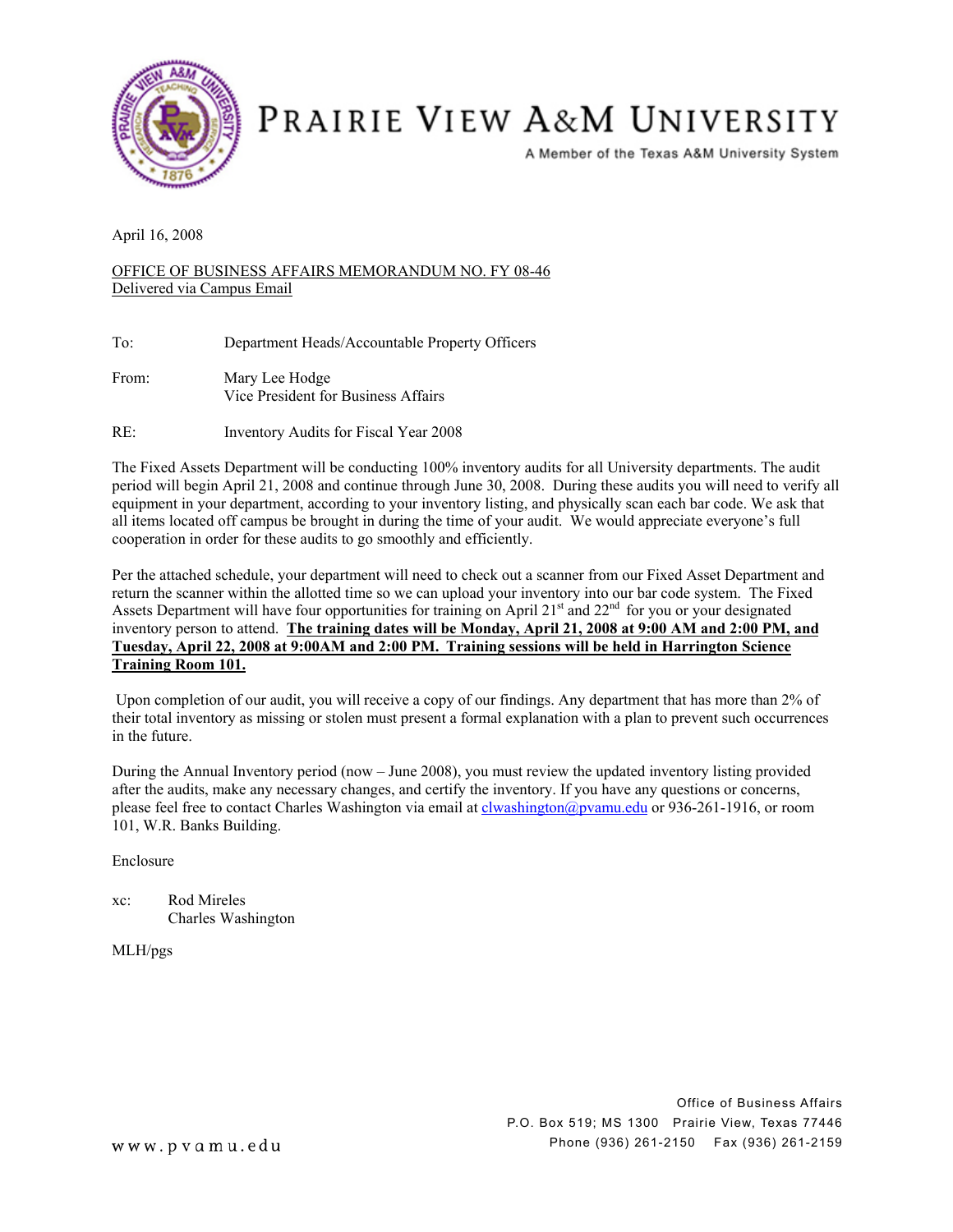# PRAIRIE VIEW A&M UNIVERSITY

A Member of the Texas A&M University System

April 16, 2008

OFFICE OF BUSINESS AFFAIRS MEMORANDUM NO. FY 08-46
Delivered via Campus Email

To: Department Heads/Accountable Property Officers

From: Mary Lee Hodge
Vice President for Business Affairs

RE: Inventory Audits for Fiscal Year 2008

The Fixed Assets Department will be conducting 100% inventory audits for all University departments. The audit period will begin April 21, 2008 and continue through June 30, 2008. During these audits you will need to verify all equipment in your department, according to your inventory listing, and physically scan each bar code. We ask that all items located off campus be brought in during the time of your audit. We would appreciate everyone's full cooperation in order for these audits to go smoothly and efficiently.

Per the attached schedule, your department will need to check out a scanner from our Fixed Asset Department and return the scanner within the allotted time so we can upload your inventory into our bar code system. The Fixed Assets Department will have four opportunities for training on April 21st and 22nd for you or your designated inventory person to attend. **The training dates will be Monday, April 21, 2008 at 9:00 AM and 2:00 PM, and Tuesday, April 22, 2008 at 9:00AM and 2:00 PM. Training sessions will be held in Harrington Science Training Room 101.**

Upon completion of our audit, you will receive a copy of our findings. Any department that has more than 2% of their total inventory as missing or stolen must present a formal explanation with a plan to prevent such occurrences in the future.

During the Annual Inventory period (now – June 2008), you must review the updated inventory listing provided after the audits, make any necessary changes, and certify the inventory. If you have any questions or concerns, please feel free to contact Charles Washington via email at clwashington@pvamu.edu or 936-261-1916, or room 101, W.R. Banks Building.

Enclosure

xc: Rod Mireles
Charles Washington

MLH/pgs

Office of Business Affairs
P.O. Box 519; MS 1300 Prairie View, Texas 77446
Phone (936) 261-2150 Fax (936) 261-2159

www.pvamu.edu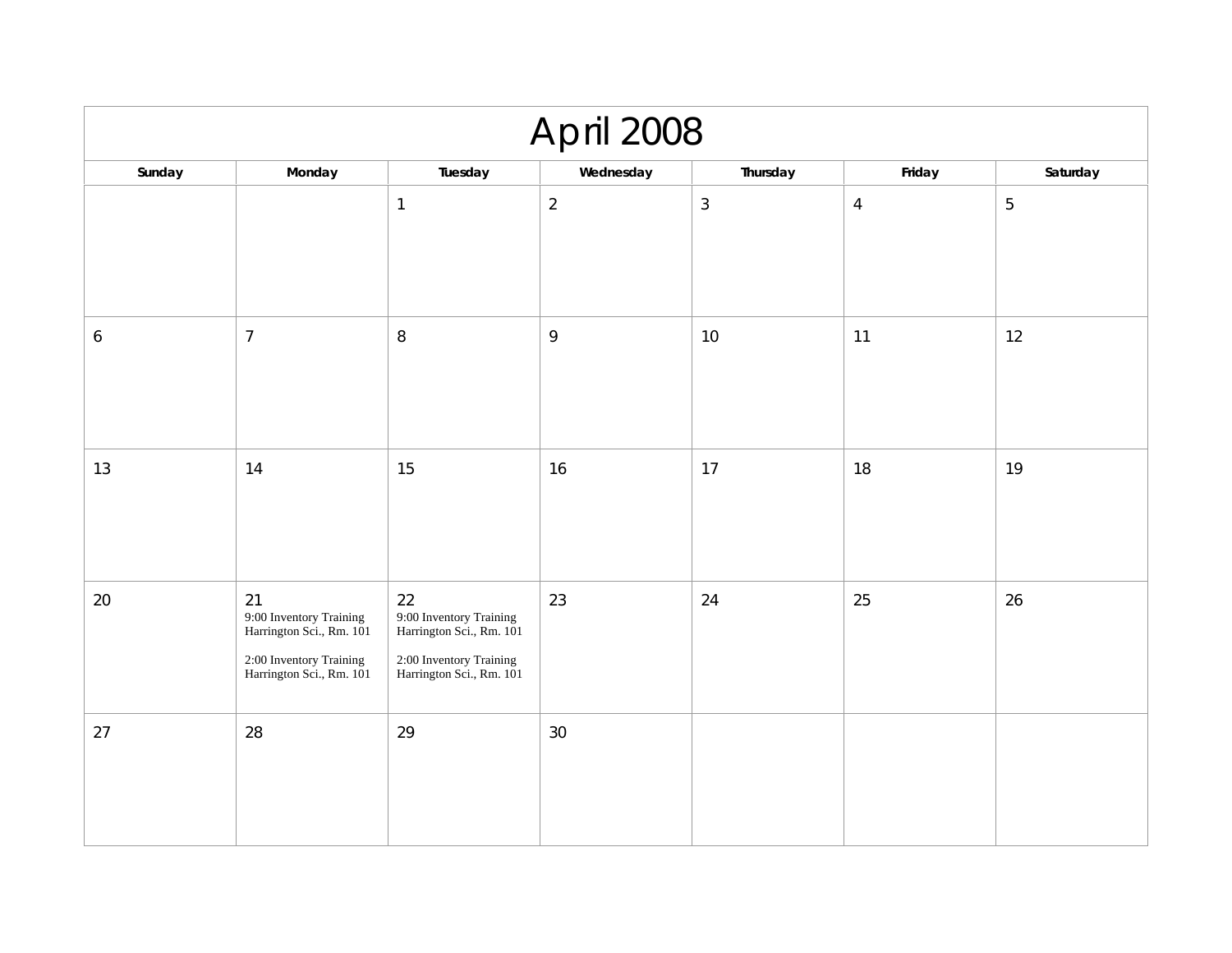# April 2008

| Sunday | Monday | Tuesday | Wednesday | Thursday | Friday | Saturday |
|---|---|---|---|---|---|---|
| | | 1 | 2 | 3 | 4 | 5 |
| 6 | 7 | 8 | 9 | 10 | 11 | 12 |
| 13 | 14 | 15 | 16 | 17 | 18 | 19 |
| 20 | 21<br>9:00 Inventory Training<br>Harrington Sci., Rm. 101<br><br>2:00 Inventory Training<br>Harrington Sci., Rm. 101 | 22<br>9:00 Inventory Training<br>Harrington Sci., Rm. 101<br><br>2:00 Inventory Training<br>Harrington Sci., Rm. 101 | 23 | 24 | 25 | 26 |
| 27 | 28 | 29 | 30 | | | |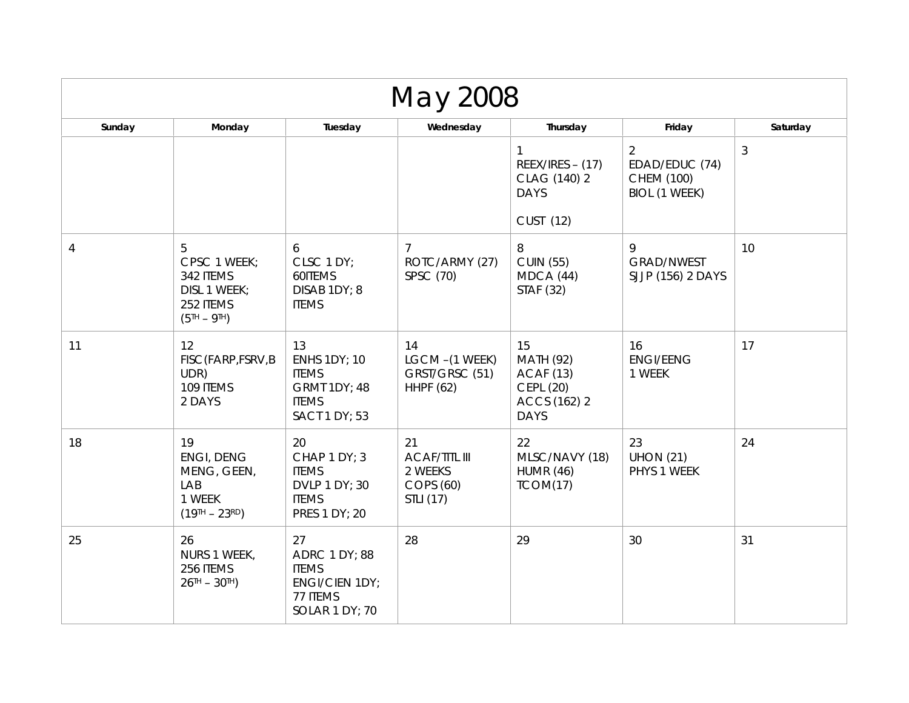# May 2008

| Sunday | Monday | Tuesday | Wednesday | Thursday | Friday | Saturday |
|---|---|---|---|---|---|---|
| | | | | 1<br>REEX/IRES – (17)<br>CLAG (140) 2 DAYS<br><br>CUST (12) | 2<br>EDAD/EDUC (74)<br>CHEM (100)<br>BIOL (1 WEEK) | 3 |
| 4 | 5<br>CPSC 1 WEEK; 342 ITEMS<br>DISL 1 WEEK; 252 ITEMS<br>(5TH – 9TH) | 6<br>CLSC 1 DY; 60ITEMS<br>DISAB 1DY; 8 ITEMS | 7<br>ROTC/ARMY (27)<br>SPSC (70) | 8<br>CUIN (55)<br>MDCA (44)<br>STAF (32) | 9<br>GRAD/NWEST<br>SJJP (156) 2 DAYS | 10 |
| 11 | 12<br>FISC(FARP,FSRV,BUDR)<br>109 ITEMS<br>2 DAYS | 13<br>ENHS 1DY; 10 ITEMS<br>GRMT 1DY; 48 ITEMS<br>SACT 1 DY; 53 | 14<br>LGCM –(1 WEEK)<br>GRST/GRSC (51)<br>HHPF (62) | 15<br>MATH (92)<br>ACAF (13)<br>CEPL (20)<br>ACCS (162) 2 DAYS | 16<br>ENGI/EENG<br>1 WEEK | 17 |
| 18 | 19<br>ENGI, DENG<br>MENG, GEEN,<br>LAB<br>1 WEEK<br>(19TH – 23RD) | 20<br>CHAP 1 DY; 3 ITEMS<br>DVLP 1 DY; 30 ITEMS<br>PRES 1 DY; 20 | 21<br>ACAF/TITL III<br>2 WEEKS<br>COPS (60)<br>STLI (17) | 22<br>MLSC/NAVY (18)<br>HUMR (46)<br>TCOM(17) | 23<br>UHON (21)<br>PHYS 1 WEEK | 24 |
| 25 | 26<br>NURS 1 WEEK,<br>256 ITEMS<br>26TH – 30TH) | 27<br>ADRC 1 DY; 88 ITEMS<br>ENGI/CIEN 1DY; 77 ITEMS<br>SOLAR 1 DY; 70 | 28 | 29 | 30 | 31 |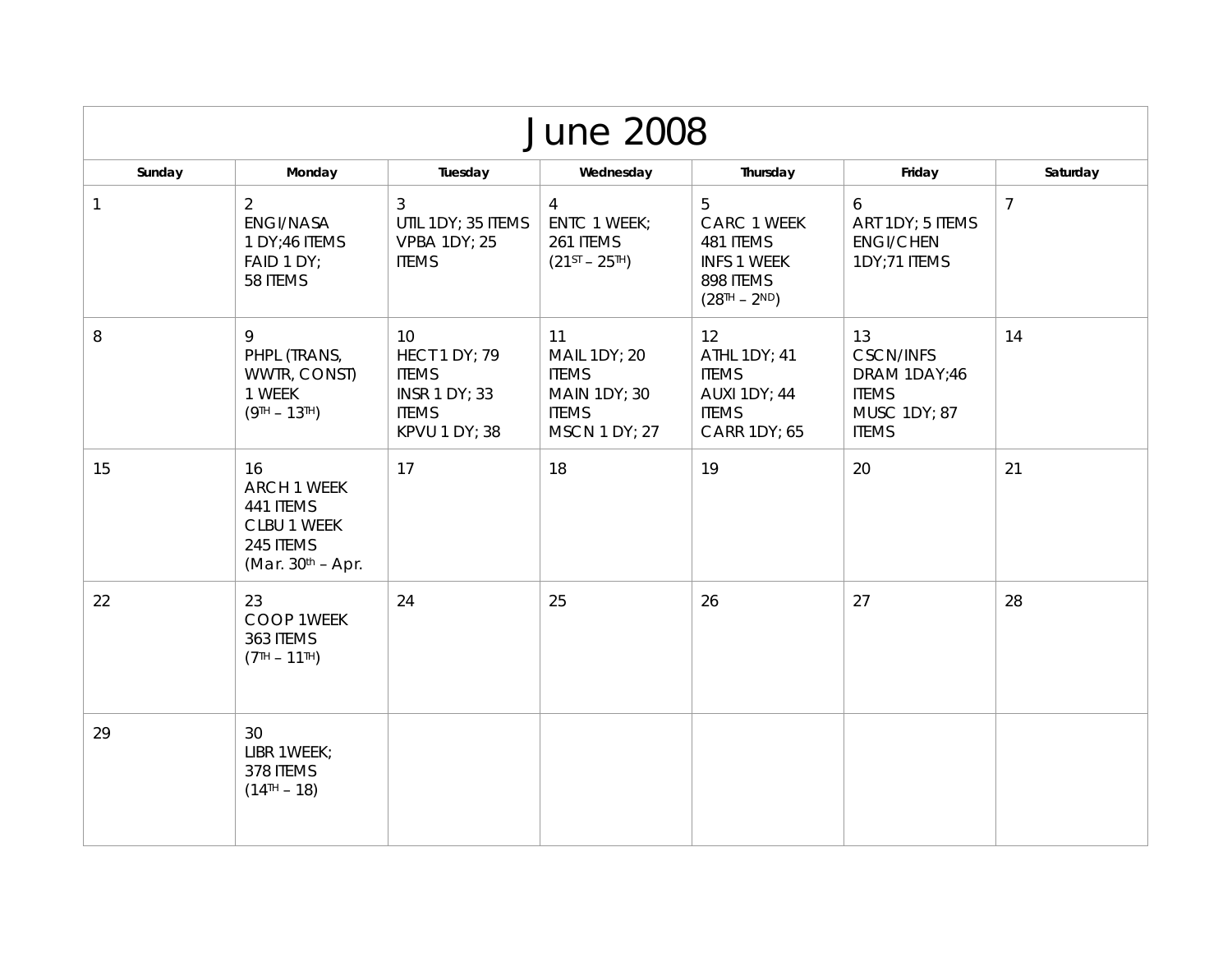# June 2008

| Sunday | Monday | Tuesday | Wednesday | Thursday | Friday | Saturday |
|---|---|---|---|---|---|---|
| 1 | 2 ENGI/NASA 1 DY;46 ITEMS FAID 1 DY; 58 ITEMS | 3 UTIL 1DY; 35 ITEMS VPBA 1DY; 25 ITEMS | 4 ENTC 1 WEEK; 261 ITEMS (21ST – 25TH) | 5 CARC 1 WEEK 481 ITEMS INFS 1 WEEK 898 ITEMS (28TH – 2ND) | 6 ART 1DY; 5 ITEMS ENGI/CHEN 1DY;71 ITEMS | 7 |
| 8 | 9 PHPL (TRANS, WWTR, CONST) 1 WEEK (9TH – 13TH) | 10 HECT 1 DY; 79 ITEMS INSR 1 DY; 33 ITEMS KPVU 1 DY; 38 | 11 MAIL 1DY; 20 ITEMS MAIN 1DY; 30 ITEMS MSCN 1 DY; 27 | 12 ATHL 1DY; 41 ITEMS AUXI 1DY; 44 ITEMS CARR 1DY; 65 | 13 CSCN/INFS DRAM 1DAY;46 ITEMS MUSC 1DY; 87 ITEMS | 14 |
| 15 | 16 ARCH 1 WEEK 441 ITEMS CLBU 1 WEEK 245 ITEMS (Mar. 30th – Apr. | 17 | 18 | 19 | 20 | 21 |
| 22 | 23 COOP 1WEEK 363 ITEMS (7TH – 11TH) | 24 | 25 | 26 | 27 | 28 |
| 29 | 30 LIBR 1WEEK; 378 ITEMS (14TH – 18) | | | | | |